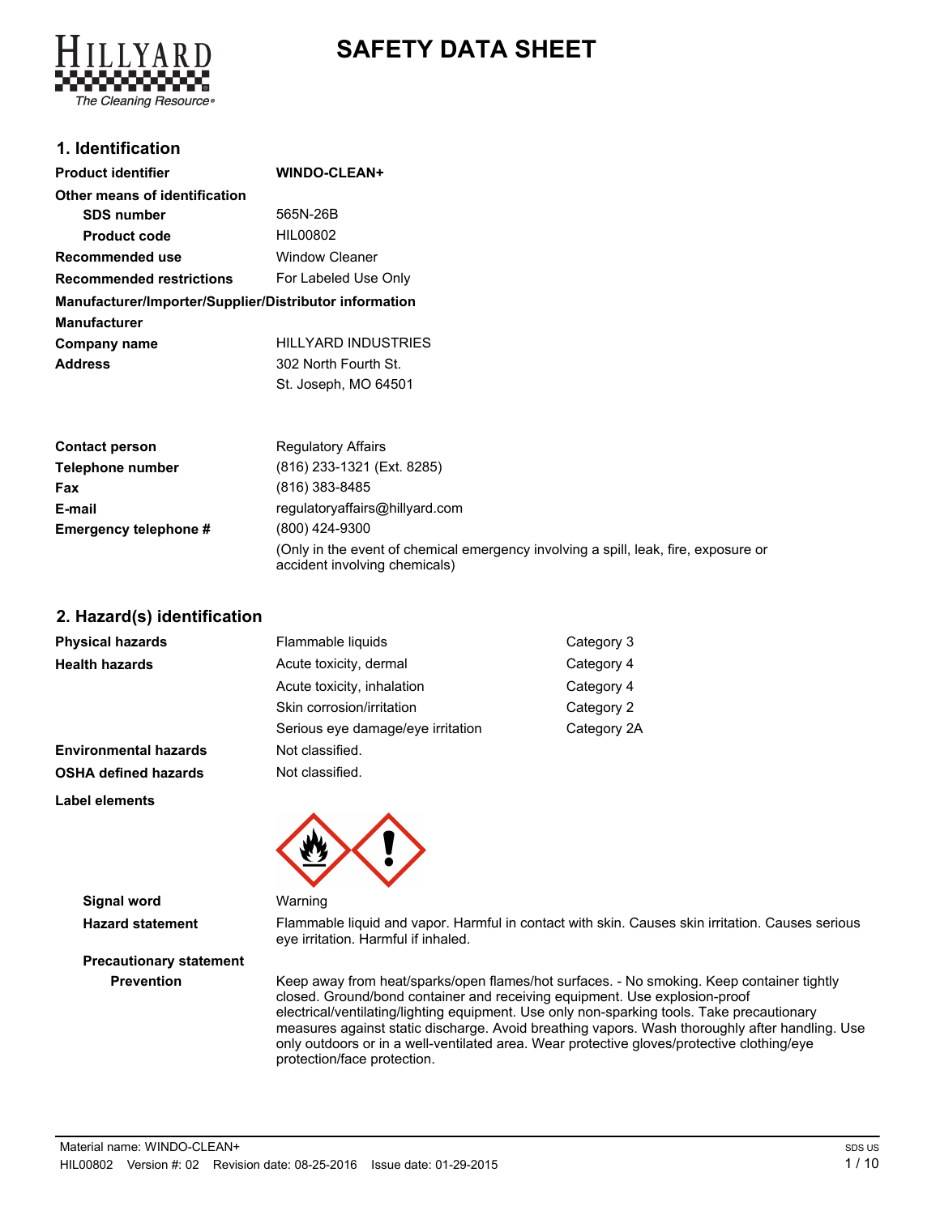# SAFETY DATA SHEET

## 1. Identification

| | |
|---|---|
| **Product identifier** | **WINDO-CLEAN+** |
| **Other means of identification** | |
| **SDS number** | 565N-26B |
| **Product code** | HIL00802 |
| **Recommended use** | Window Cleaner |
| **Recommended restrictions** | For Labeled Use Only |

**Manufacturer/Importer/Supplier/Distributor information**

| | |
|---|---|
| **Manufacturer** | |
| **Company name** | HILLYARD INDUSTRIES |
| **Address** | 302 North Fourth St.<br>St. Joseph, MO 64501 |
| **Contact person** | Regulatory Affairs |
| **Telephone number** | (816) 233-1321 (Ext. 8285) |
| **Fax** | (816) 383-8485 |
| **E-mail** | regulatoryaffairs@hillyard.com |
| **Emergency telephone #** | (800) 424-9300<br>(Only in the event of chemical emergency involving a spill, leak, fire, exposure or accident involving chemicals) |

## 2. Hazard(s) identification

| | | |
|---|---|---|
| **Physical hazards** | Flammable liquids | Category 3 |
| **Health hazards** | Acute toxicity, dermal | Category 4 |
| | Acute toxicity, inhalation | Category 4 |
| | Skin corrosion/irritation | Category 2 |
| | Serious eye damage/eye irritation | Category 2A |
| **Environmental hazards** | Not classified. | |
| **OSHA defined hazards** | Not classified. | |

**Label elements**

**Signal word** Warning

**Hazard statement** Flammable liquid and vapor. Harmful in contact with skin. Causes skin irritation. Causes serious eye irritation. Harmful if inhaled.

**Precautionary statement**

**Prevention** Keep away from heat/sparks/open flames/hot surfaces. - No smoking. Keep container tightly closed. Ground/bond container and receiving equipment. Use explosion-proof electrical/ventilating/lighting equipment. Use only non-sparking tools. Take precautionary measures against static discharge. Avoid breathing vapors. Wash thoroughly after handling. Use only outdoors or in a well-ventilated area. Wear protective gloves/protective clothing/eye protection/face protection.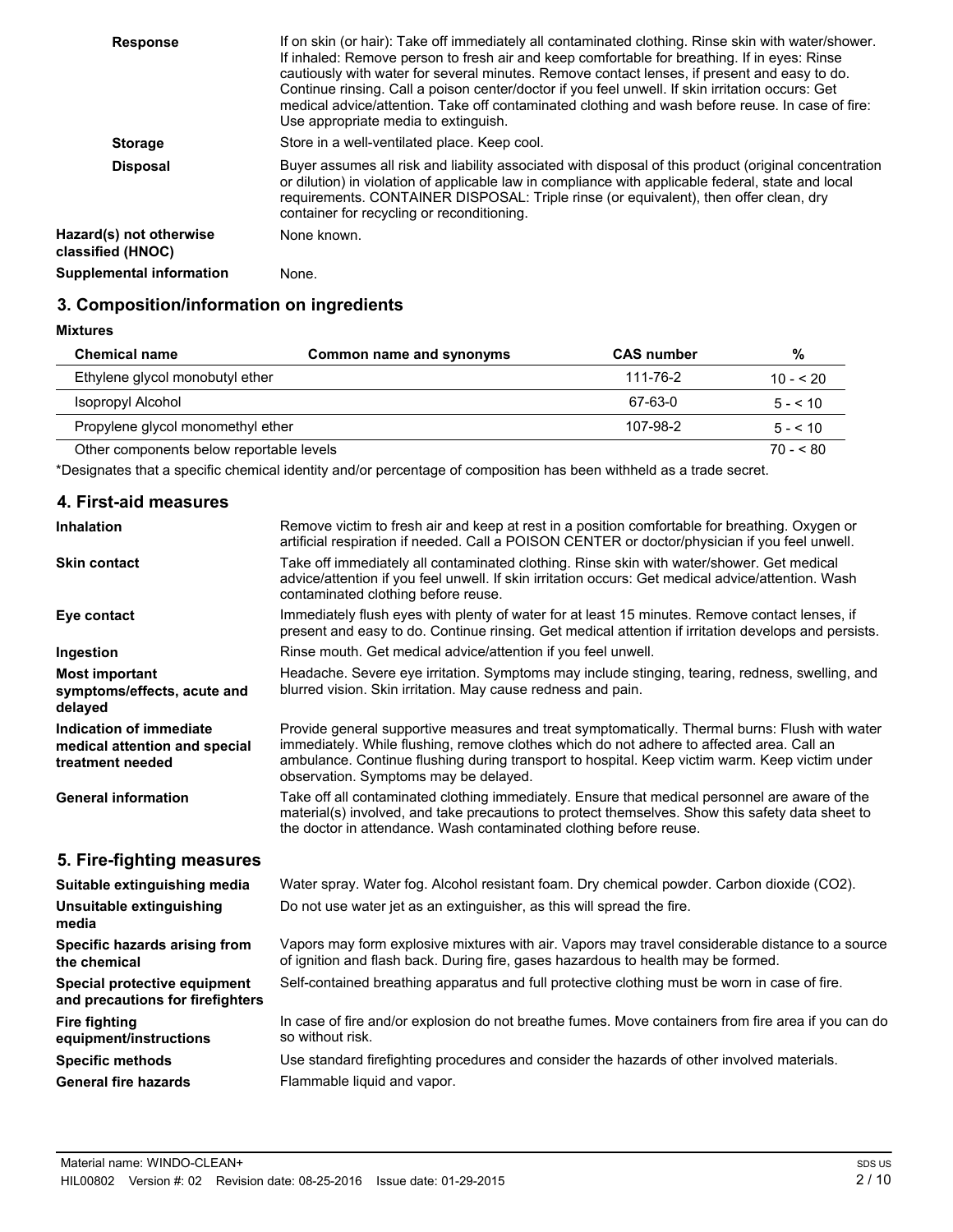| | |
|---|---|
| **Response** | If on skin (or hair): Take off immediately all contaminated clothing. Rinse skin with water/shower. If inhaled: Remove person to fresh air and keep comfortable for breathing. If in eyes: Rinse cautiously with water for several minutes. Remove contact lenses, if present and easy to do. Continue rinsing. Call a poison center/doctor if you feel unwell. If skin irritation occurs: Get medical advice/attention. Take off contaminated clothing and wash before reuse. In case of fire: Use appropriate media to extinguish. |
| **Storage** | Store in a well-ventilated place. Keep cool. |
| **Disposal** | Buyer assumes all risk and liability associated with disposal of this product (original concentration or dilution) in violation of applicable law in compliance with applicable federal, state and local requirements. CONTAINER DISPOSAL: Triple rinse (or equivalent), then offer clean, dry container for recycling or reconditioning. |
| **Hazard(s) not otherwise classified (HNOC)** | None known. |
| **Supplemental information** | None. |

## 3. Composition/information on ingredients

**Mixtures**

| Chemical name | Common name and synonyms | CAS number | % |
|---|---|---|---|
| Ethylene glycol monobutyl ether | | 111-76-2 | 10 - < 20 |
| Isopropyl Alcohol | | 67-63-0 | 5 - < 10 |
| Propylene glycol monomethyl ether | | 107-98-2 | 5 - < 10 |
| Other components below reportable levels | | | 70 - < 80 |

*Designates that a specific chemical identity and/or percentage of composition has been withheld as a trade secret.

## 4. First-aid measures

| | |
|---|---|
| **Inhalation** | Remove victim to fresh air and keep at rest in a position comfortable for breathing. Oxygen or artificial respiration if needed. Call a POISON CENTER or doctor/physician if you feel unwell. |
| **Skin contact** | Take off immediately all contaminated clothing. Rinse skin with water/shower. Get medical advice/attention if you feel unwell. If skin irritation occurs: Get medical advice/attention. Wash contaminated clothing before reuse. |
| **Eye contact** | Immediately flush eyes with plenty of water for at least 15 minutes. Remove contact lenses, if present and easy to do. Continue rinsing. Get medical attention if irritation develops and persists. |
| **Ingestion** | Rinse mouth. Get medical advice/attention if you feel unwell. |
| **Most important symptoms/effects, acute and delayed** | Headache. Severe eye irritation. Symptoms may include stinging, tearing, redness, swelling, and blurred vision. Skin irritation. May cause redness and pain. |
| **Indication of immediate medical attention and special treatment needed** | Provide general supportive measures and treat symptomatically. Thermal burns: Flush with water immediately. While flushing, remove clothes which do not adhere to affected area. Call an ambulance. Continue flushing during transport to hospital. Keep victim warm. Keep victim under observation. Symptoms may be delayed. |
| **General information** | Take off all contaminated clothing immediately. Ensure that medical personnel are aware of the material(s) involved, and take precautions to protect themselves. Show this safety data sheet to the doctor in attendance. Wash contaminated clothing before reuse. |

## 5. Fire-fighting measures

| | |
|---|---|
| **Suitable extinguishing media** | Water spray. Water fog. Alcohol resistant foam. Dry chemical powder. Carbon dioxide ($CO_2$). |
| **Unsuitable extinguishing media** | Do not use water jet as an extinguisher, as this will spread the fire. |
| **Specific hazards arising from the chemical** | Vapors may form explosive mixtures with air. Vapors may travel considerable distance to a source of ignition and flash back. During fire, gases hazardous to health may be formed. |
| **Special protective equipment and precautions for firefighters** | Self-contained breathing apparatus and full protective clothing must be worn in case of fire. |
| **Fire fighting equipment/instructions** | In case of fire and/or explosion do not breathe fumes. Move containers from fire area if you can do so without risk. |
| **Specific methods** | Use standard firefighting procedures and consider the hazards of other involved materials. |
| **General fire hazards** | Flammable liquid and vapor. |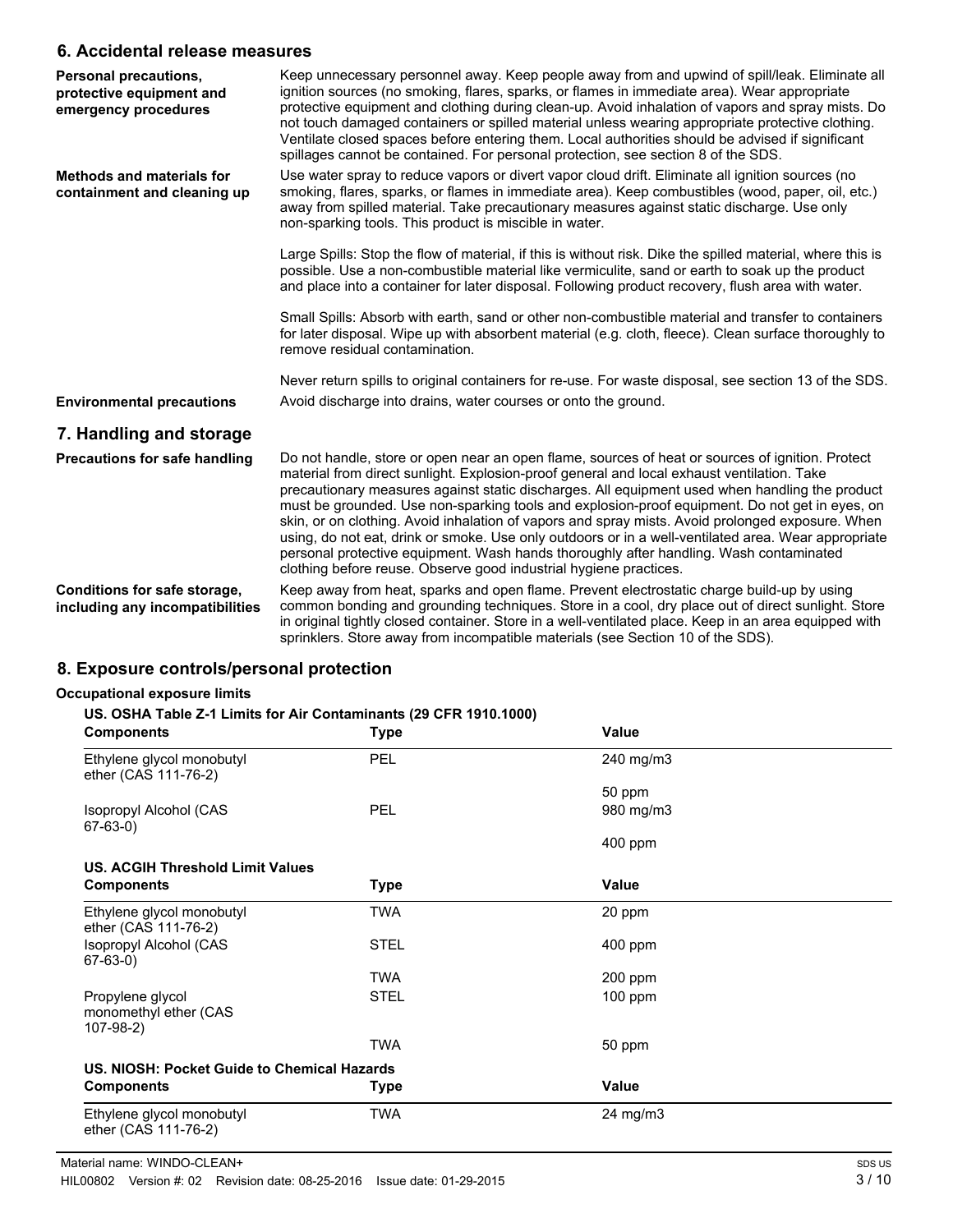## 6. Accidental release measures

**Personal precautions, protective equipment and emergency procedures**

Keep unnecessary personnel away. Keep people away from and upwind of spill/leak. Eliminate all ignition sources (no smoking, flares, sparks, or flames in immediate area). Wear appropriate protective equipment and clothing during clean-up. Avoid inhalation of vapors and spray mists. Do not touch damaged containers or spilled material unless wearing appropriate protective clothing. Ventilate closed spaces before entering them. Local authorities should be advised if significant spillages cannot be contained. For personal protection, see section 8 of the SDS.

**Methods and materials for containment and cleaning up**

Use water spray to reduce vapors or divert vapor cloud drift. Eliminate all ignition sources (no smoking, flares, sparks, or flames in immediate area). Keep combustibles (wood, paper, oil, etc.) away from spilled material. Take precautionary measures against static discharge. Use only non-sparking tools. This product is miscible in water.

Large Spills: Stop the flow of material, if this is without risk. Dike the spilled material, where this is possible. Use a non-combustible material like vermiculite, sand or earth to soak up the product and place into a container for later disposal. Following product recovery, flush area with water.

Small Spills: Absorb with earth, sand or other non-combustible material and transfer to containers for later disposal. Wipe up with absorbent material (e.g. cloth, fleece). Clean surface thoroughly to remove residual contamination.

Never return spills to original containers for re-use. For waste disposal, see section 13 of the SDS.

**Environmental precautions**

Avoid discharge into drains, water courses or onto the ground.

## 7. Handling and storage

**Precautions for safe handling**

Do not handle, store or open near an open flame, sources of heat or sources of ignition. Protect material from direct sunlight. Explosion-proof general and local exhaust ventilation. Take precautionary measures against static discharges. All equipment used when handling the product must be grounded. Use non-sparking tools and explosion-proof equipment. Do not get in eyes, on skin, or on clothing. Avoid inhalation of vapors and spray mists. Avoid prolonged exposure. When using, do not eat, drink or smoke. Use only outdoors or in a well-ventilated area. Wear appropriate personal protective equipment. Wash hands thoroughly after handling. Wash contaminated clothing before reuse. Observe good industrial hygiene practices.

**Conditions for safe storage, including any incompatibilities**

Keep away from heat, sparks and open flame. Prevent electrostatic charge build-up by using common bonding and grounding techniques. Store in a cool, dry place out of direct sunlight. Store in original tightly closed container. Store in a well-ventilated place. Keep in an area equipped with sprinklers. Store away from incompatible materials (see Section 10 of the SDS).

## 8. Exposure controls/personal protection

**Occupational exposure limits**

**US. OSHA Table Z-1 Limits for Air Contaminants (29 CFR 1910.1000)**

| Components | Type | Value |
|---|---|---|
| Ethylene glycol monobutyl ether (CAS 111-76-2) | PEL | 240 mg/m3 |
| | | 50 ppm |
| Isopropyl Alcohol (CAS 67-63-0) | PEL | 980 mg/m3 |
| | | 400 ppm |

**US. ACGIH Threshold Limit Values**

| Components | Type | Value |
|---|---|---|
| Ethylene glycol monobutyl ether (CAS 111-76-2) | TWA | 20 ppm |
| Isopropyl Alcohol (CAS 67-63-0) | STEL | 400 ppm |
| | TWA | 200 ppm |
| Propylene glycol monomethyl ether (CAS 107-98-2) | STEL | 100 ppm |
| | TWA | 50 ppm |

**US. NIOSH: Pocket Guide to Chemical Hazards**

| Components | Type | Value |
|---|---|---|
| Ethylene glycol monobutyl ether (CAS 111-76-2) | TWA | 24 mg/m3 |

Material name: WINDO-CLEAN+

HIL00802 Version #: 02 Revision date: 08-25-2016 Issue date: 01-29-2015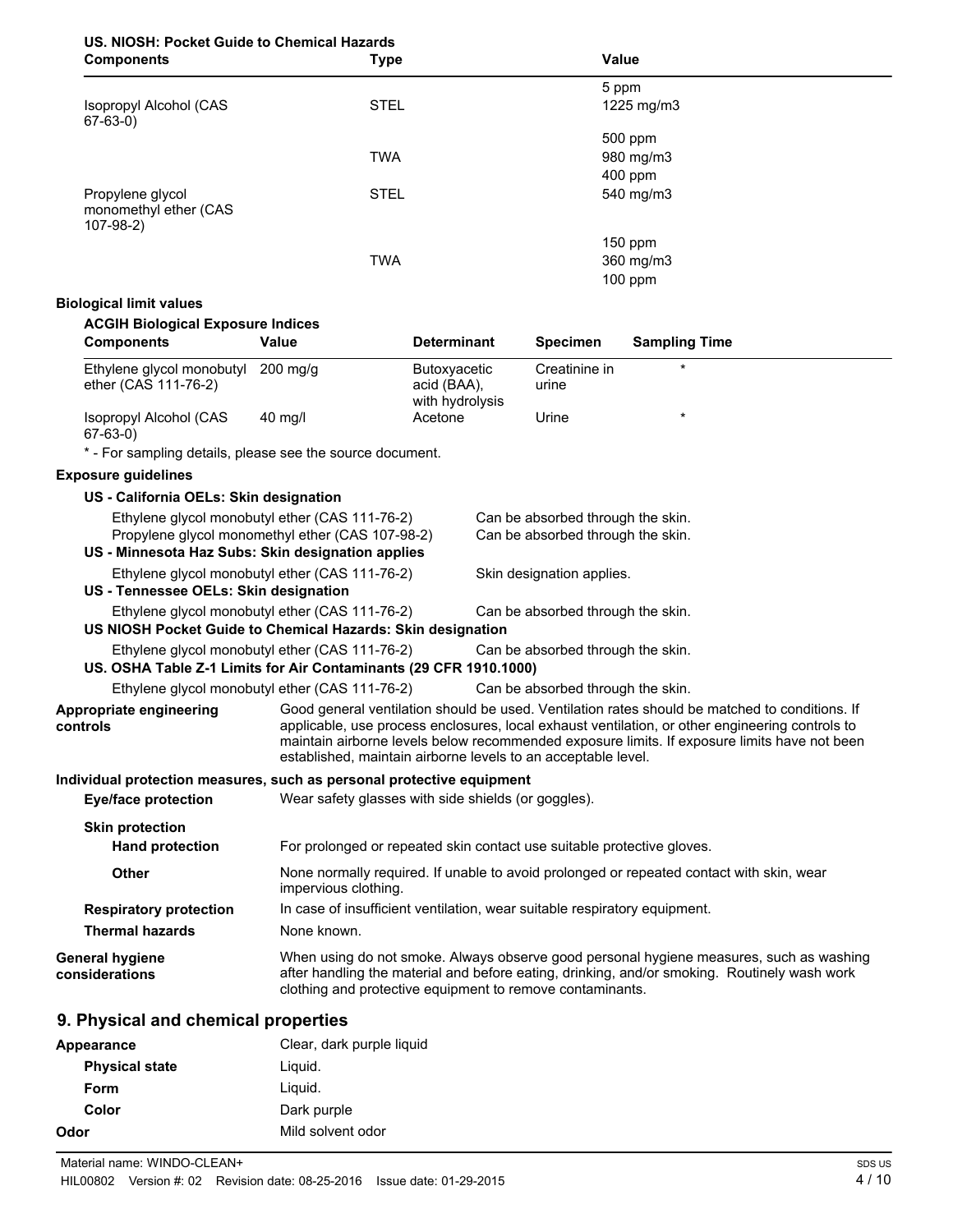**US. NIOSH: Pocket Guide to Chemical Hazards**

| Components | Type | Value |
|---|---|---|
| | | 5 ppm |
| Isopropyl Alcohol (CAS 67-63-0) | STEL | 1225 mg/m3 |
| | | 500 ppm |
| | TWA | 980 mg/m3 |
| | | 400 ppm |
| Propylene glycol monomethyl ether (CAS 107-98-2) | STEL | 540 mg/m3 |
| | | 150 ppm |
| | TWA | 360 mg/m3 |
| | | 100 ppm |

**Biological limit values**

**ACGIH Biological Exposure Indices**

| Components | Value | Determinant | Specimen | Sampling Time |
|---|---|---|---|---|
| Ethylene glycol monobutyl ether (CAS 111-76-2) | 200 mg/g | Butoxyacetic acid (BAA), with hydrolysis | Creatinine in urine | * |
| Isopropyl Alcohol (CAS 67-63-0) | 40 mg/l | Acetone | Urine | * |

* - For sampling details, please see the source document.

**Exposure guidelines**

**US - California OELs: Skin designation**

| | |
|---|---|
| Ethylene glycol monobutyl ether (CAS 111-76-2) | Can be absorbed through the skin. |
| Propylene glycol monomethyl ether (CAS 107-98-2) | Can be absorbed through the skin. |

**US - Minnesota Haz Subs: Skin designation applies**

| | |
|---|---|
| Ethylene glycol monobutyl ether (CAS 111-76-2) | Skin designation applies. |

**US - Tennessee OELs: Skin designation**

| | |
|---|---|
| Ethylene glycol monobutyl ether (CAS 111-76-2) | Can be absorbed through the skin. |

**US NIOSH Pocket Guide to Chemical Hazards: Skin designation**

| | |
|---|---|
| Ethylene glycol monobutyl ether (CAS 111-76-2) | Can be absorbed through the skin. |

**US. OSHA Table Z-1 Limits for Air Contaminants (29 CFR 1910.1000)**

| | |
|---|---|
| Ethylene glycol monobutyl ether (CAS 111-76-2) | Can be absorbed through the skin. |

**Appropriate engineering controls**
Good general ventilation should be used. Ventilation rates should be matched to conditions. If applicable, use process enclosures, local exhaust ventilation, or other engineering controls to maintain airborne levels below recommended exposure limits. If exposure limits have not been established, maintain airborne levels to an acceptable level.

**Individual protection measures, such as personal protective equipment**

**Eye/face protection**
Wear safety glasses with side shields (or goggles).

**Skin protection**

**Hand protection**
For prolonged or repeated skin contact use suitable protective gloves.

**Other**
None normally required. If unable to avoid prolonged or repeated contact with skin, wear impervious clothing.

**Respiratory protection**
In case of insufficient ventilation, wear suitable respiratory equipment.

**Thermal hazards**
None known.

**General hygiene considerations**
When using do not smoke. Always observe good personal hygiene measures, such as washing after handling the material and before eating, drinking, and/or smoking. Routinely wash work clothing and protective equipment to remove contaminants.

## 9. Physical and chemical properties

**Appearance** Clear, dark purple liquid

**Physical state** Liquid.

**Form** Liquid.

**Color** Dark purple

**Odor** Mild solvent odor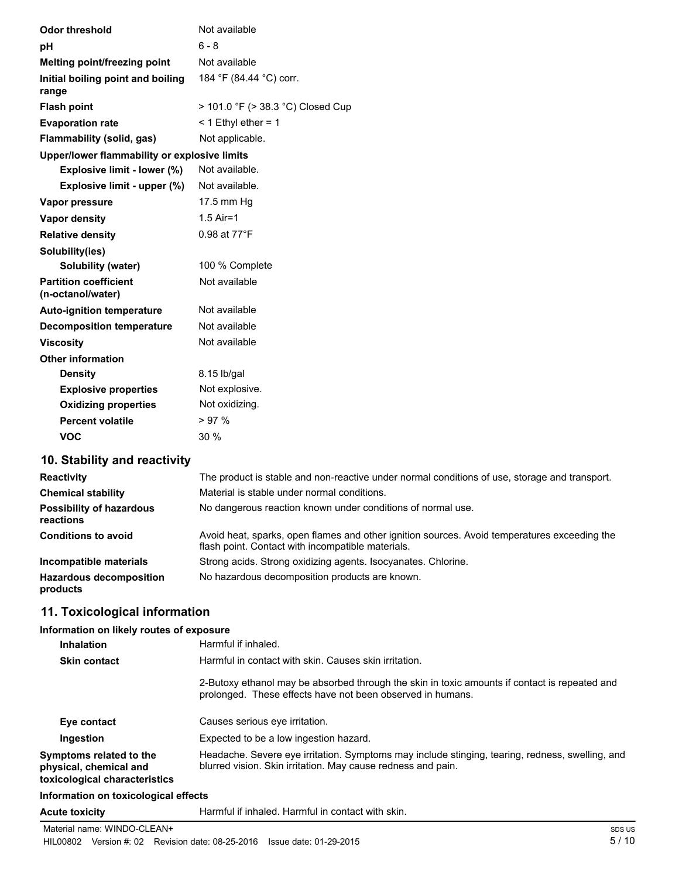| | |
|---|---|
| **Odor threshold** | Not available |
| **pH** | 6 - 8 |
| **Melting point/freezing point** | Not available |
| **Initial boiling point and boiling range** | 184 °F (84.44 °C) corr. |
| **Flash point** | > 101.0 °F (> 38.3 °C) Closed Cup |
| **Evaporation rate** | < 1 Ethyl ether = 1 |
| **Flammability (solid, gas)** | Not applicable. |
| **Upper/lower flammability or explosive limits** | |
| **Explosive limit - lower (%)** | Not available. |
| **Explosive limit - upper (%)** | Not available. |
| **Vapor pressure** | 17.5 mm Hg |
| **Vapor density** | 1.5 Air=1 |
| **Relative density** | 0.98 at 77°F |
| **Solubility(ies)** | |
| **Solubility (water)** | 100 % Complete |
| **Partition coefficient (n-octanol/water)** | Not available |
| **Auto-ignition temperature** | Not available |
| **Decomposition temperature** | Not available |
| **Viscosity** | Not available |
| **Other information** | |
| **Density** | 8.15 lb/gal |
| **Explosive properties** | Not explosive. |
| **Oxidizing properties** | Not oxidizing. |
| **Percent volatile** | > 97 % |
| **VOC** | 30 % |

## 10. Stability and reactivity

| | |
|---|---|
| **Reactivity** | The product is stable and non-reactive under normal conditions of use, storage and transport. |
| **Chemical stability** | Material is stable under normal conditions. |
| **Possibility of hazardous reactions** | No dangerous reaction known under conditions of normal use. |
| **Conditions to avoid** | Avoid heat, sparks, open flames and other ignition sources. Avoid temperatures exceeding the flash point. Contact with incompatible materials. |
| **Incompatible materials** | Strong acids. Strong oxidizing agents. Isocyanates. Chlorine. |
| **Hazardous decomposition products** | No hazardous decomposition products are known. |

## 11. Toxicological information

**Information on likely routes of exposure**

| | |
|---|---|
| **Inhalation** | Harmful if inhaled. |
| **Skin contact** | Harmful in contact with skin. Causes skin irritation.<br><br>2-Butoxy ethanol may be absorbed through the skin in toxic amounts if contact is repeated and prolonged. These effects have not been observed in humans. |
| **Eye contact** | Causes serious eye irritation. |
| **Ingestion** | Expected to be a low ingestion hazard. |
| **Symptoms related to the physical, chemical and toxicological characteristics** | Headache. Severe eye irritation. Symptoms may include stinging, tearing, redness, swelling, and blurred vision. Skin irritation. May cause redness and pain. |

**Information on toxicological effects**

| | |
|---|---|
| **Acute toxicity** | Harmful if inhaled. Harmful in contact with skin. |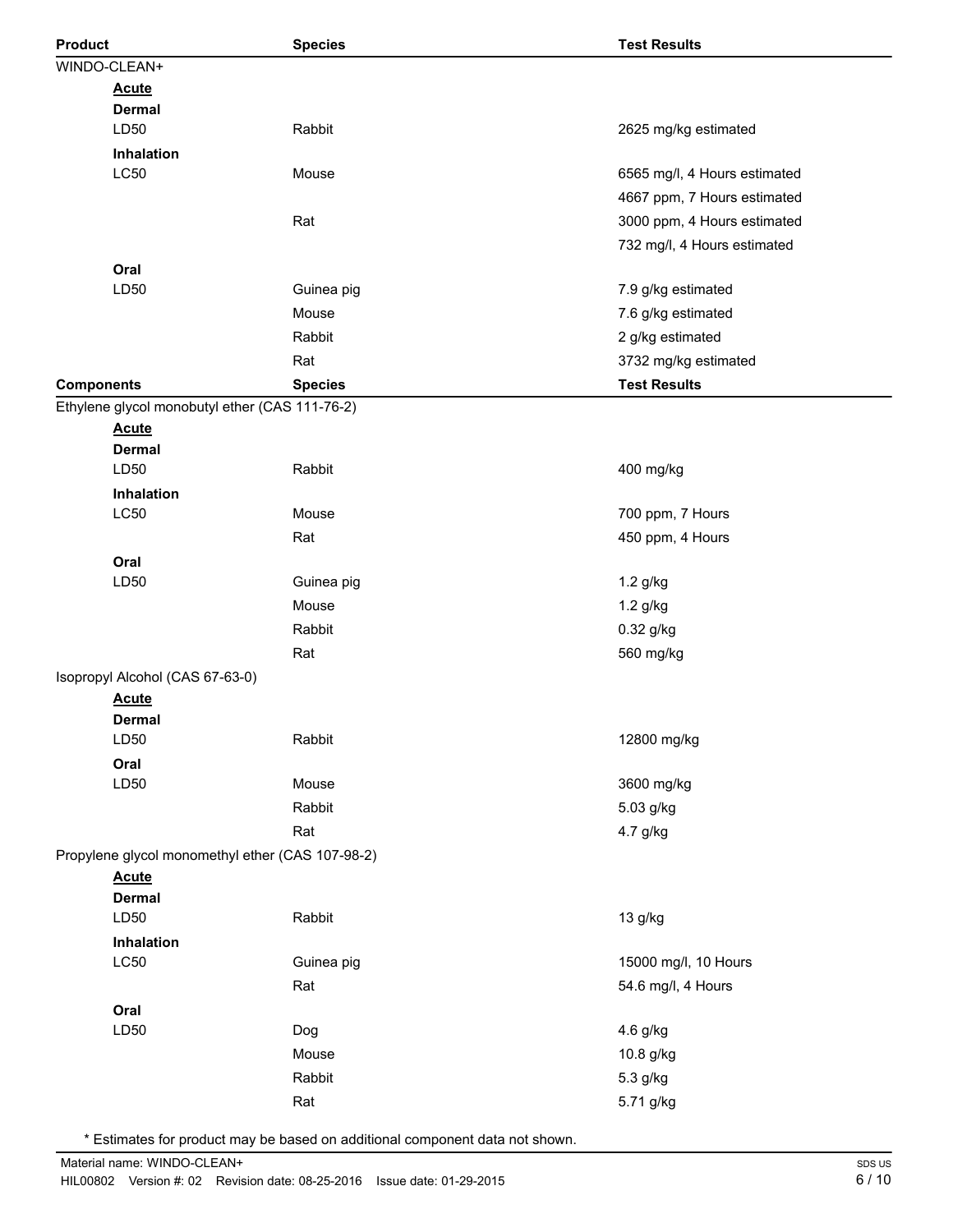| Product | Species | Test Results |
|---|---|---|
| WINDO-CLEAN+ | | |
| **Acute** | | |
| **Dermal** | | |
| LD50 | Rabbit | 2625 mg/kg estimated |
| **Inhalation** | | |
| LC50 | Mouse | 6565 mg/l, 4 Hours estimated |
| | | 4667 ppm, 7 Hours estimated |
| | Rat | 3000 ppm, 4 Hours estimated |
| | | 732 mg/l, 4 Hours estimated |
| **Oral** | | |
| LD50 | Guinea pig | 7.9 g/kg estimated |
| | Mouse | 7.6 g/kg estimated |
| | Rabbit | 2 g/kg estimated |
| | Rat | 3732 mg/kg estimated |

| Components | Species | Test Results |
|---|---|---|
| Ethylene glycol monobutyl ether (CAS 111-76-2) | | |
| **Acute** | | |
| **Dermal** | | |
| LD50 | Rabbit | 400 mg/kg |
| **Inhalation** | | |
| LC50 | Mouse | 700 ppm, 7 Hours |
| | Rat | 450 ppm, 4 Hours |
| **Oral** | | |
| LD50 | Guinea pig | 1.2 g/kg |
| | Mouse | 1.2 g/kg |
| | Rabbit | 0.32 g/kg |
| | Rat | 560 mg/kg |
| Isopropyl Alcohol (CAS 67-63-0) | | |
| **Acute** | | |
| **Dermal** | | |
| LD50 | Rabbit | 12800 mg/kg |
| **Oral** | | |
| LD50 | Mouse | 3600 mg/kg |
| | Rabbit | 5.03 g/kg |
| | Rat | 4.7 g/kg |
| Propylene glycol monomethyl ether (CAS 107-98-2) | | |
| **Acute** | | |
| **Dermal** | | |
| LD50 | Rabbit | 13 g/kg |
| **Inhalation** | | |
| LC50 | Guinea pig | 15000 mg/l, 10 Hours |
| | Rat | 54.6 mg/l, 4 Hours |
| **Oral** | | |
| LD50 | Dog | 4.6 g/kg |
| | Mouse | 10.8 g/kg |
| | Rabbit | 5.3 g/kg |
| | Rat | 5.71 g/kg |

* Estimates for product may be based on additional component data not shown.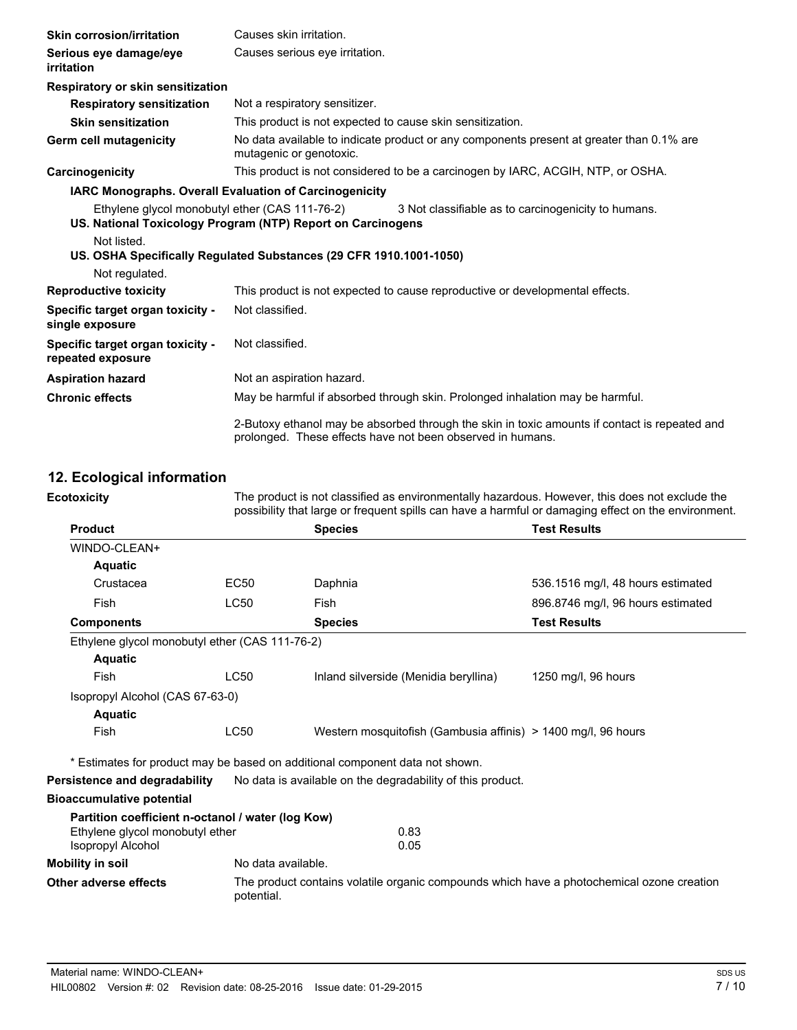| | |
|---|---|
| **Skin corrosion/irritation** | Causes skin irritation. |
| **Serious eye damage/eye irritation** | Causes serious eye irritation. |

**Respiratory or skin sensitization**

| | |
|---|---|
| **Respiratory sensitization** | Not a respiratory sensitizer. |
| **Skin sensitization** | This product is not expected to cause skin sensitization. |
| **Germ cell mutagenicity** | No data available to indicate product or any components present at greater than 0.1% are mutagenic or genotoxic. |
| **Carcinogenicity** | This product is not considered to be a carcinogen by IARC, ACGIH, NTP, or OSHA. |

**IARC Monographs. Overall Evaluation of Carcinogenicity**

Ethylene glycol monobutyl ether (CAS 111-76-2) — 3 Not classifiable as to carcinogenicity to humans.

**US. National Toxicology Program (NTP) Report on Carcinogens**

Not listed.

**US. OSHA Specifically Regulated Substances (29 CFR 1910.1001-1050)**

Not regulated.

| | |
|---|---|
| **Reproductive toxicity** | This product is not expected to cause reproductive or developmental effects. |
| **Specific target organ toxicity - single exposure** | Not classified. |
| **Specific target organ toxicity - repeated exposure** | Not classified. |
| **Aspiration hazard** | Not an aspiration hazard. |
| **Chronic effects** | May be harmful if absorbed through skin. Prolonged inhalation may be harmful.<br><br>2-Butoxy ethanol may be absorbed through the skin in toxic amounts if contact is repeated and prolonged. These effects have not been observed in humans. |

## 12. Ecological information

**Ecotoxicity** — The product is not classified as environmentally hazardous. However, this does not exclude the possibility that large or frequent spills can have a harmful or damaging effect on the environment.

| Product | | Species | Test Results |
|---|---|---|---|
| WINDO-CLEAN+ | | | |
| **Aquatic** | | | |
| Crustacea | EC50 | Daphnia | 536.1516 mg/l, 48 hours estimated |
| Fish | LC50 | Fish | 896.8746 mg/l, 96 hours estimated |
| **Components** | | **Species** | **Test Results** |
| Ethylene glycol monobutyl ether (CAS 111-76-2) | | | |
| **Aquatic** | | | |
| Fish | LC50 | Inland silverside (Menidia beryllina) | 1250 mg/l, 96 hours |
| Isopropyl Alcohol (CAS 67-63-0) | | | |
| **Aquatic** | | | |
| Fish | LC50 | Western mosquitofish (Gambusia affinis) | > 1400 mg/l, 96 hours |

* Estimates for product may be based on additional component data not shown.

**Persistence and degradability** — No data is available on the degradability of this product.

**Bioaccumulative potential**

**Partition coefficient n-octanol / water (log Kow)**

| | |
|---|---|
| Ethylene glycol monobutyl ether | 0.83 |
| Isopropyl Alcohol | 0.05 |

| | |
|---|---|
| **Mobility in soil** | No data available. |
| **Other adverse effects** | The product contains volatile organic compounds which have a photochemical ozone creation potential. |

Material name: WINDO-CLEAN+

HIL00802 Version #: 02 Revision date: 08-25-2016 Issue date: 01-29-2015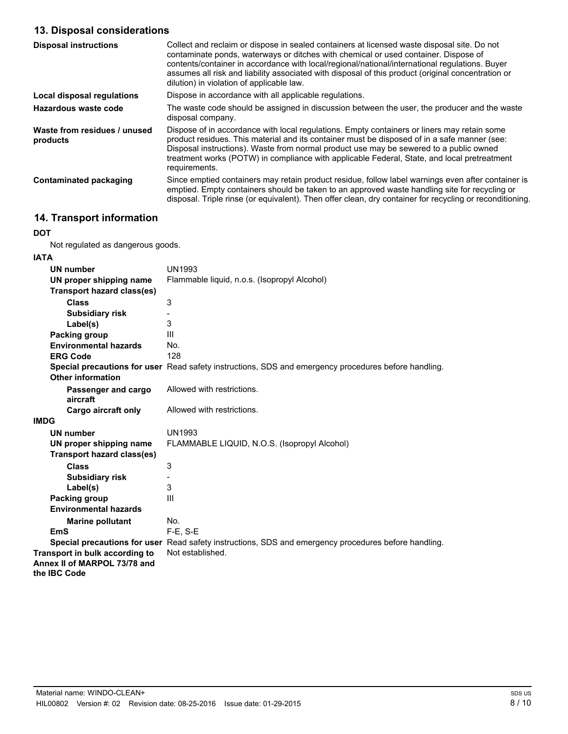## 13. Disposal considerations

| | |
|---|---|
| **Disposal instructions** | Collect and reclaim or dispose in sealed containers at licensed waste disposal site. Do not contaminate ponds, waterways or ditches with chemical or used container. Dispose of contents/container in accordance with local/regional/national/international regulations. Buyer assumes all risk and liability associated with disposal of this product (original concentration or dilution) in violation of applicable law. |
| **Local disposal regulations** | Dispose in accordance with all applicable regulations. |
| **Hazardous waste code** | The waste code should be assigned in discussion between the user, the producer and the waste disposal company. |
| **Waste from residues / unused products** | Dispose of in accordance with local regulations. Empty containers or liners may retain some product residues. This material and its container must be disposed of in a safe manner (see: Disposal instructions). Waste from normal product use may be sewered to a public owned treatment works (POTW) in compliance with applicable Federal, State, and local pretreatment requirements. |
| **Contaminated packaging** | Since emptied containers may retain product residue, follow label warnings even after container is emptied. Empty containers should be taken to an approved waste handling site for recycling or disposal. Triple rinse (or equivalent). Then offer clean, dry container for recycling or reconditioning. |

## 14. Transport information

**DOT**

Not regulated as dangerous goods.

**IATA**

| | |
|---|---|
| **UN number** | UN1993 |
| **UN proper shipping name** | Flammable liquid, n.o.s. (Isopropyl Alcohol) |
| **Transport hazard class(es)** | |
| **Class** | 3 |
| **Subsidiary risk** | - |
| **Label(s)** | 3 |
| **Packing group** | III |
| **Environmental hazards** | No. |
| **ERG Code** | 128 |
| **Special precautions for user** | Read safety instructions, SDS and emergency procedures before handling. |
| **Other information** | |
| **Passenger and cargo aircraft** | Allowed with restrictions. |
| **Cargo aircraft only** | Allowed with restrictions. |

**IMDG**

| | |
|---|---|
| **UN number** | UN1993 |
| **UN proper shipping name** | FLAMMABLE LIQUID, N.O.S. (Isopropyl Alcohol) |
| **Transport hazard class(es)** | |
| **Class** | 3 |
| **Subsidiary risk** | - |
| **Label(s)** | 3 |
| **Packing group** | III |
| **Environmental hazards** | |
| **Marine pollutant** | No. |
| **EmS** | F-E, S-E |
| **Special precautions for user** | Read safety instructions, SDS and emergency procedures before handling. |

| | |
|---|---|
| **Transport in bulk according to Annex II of MARPOL 73/78 and the IBC Code** | Not established. |

Material name: WINDO-CLEAN+

HIL00802 Version #: 02 Revision date: 08-25-2016 Issue date: 01-29-2015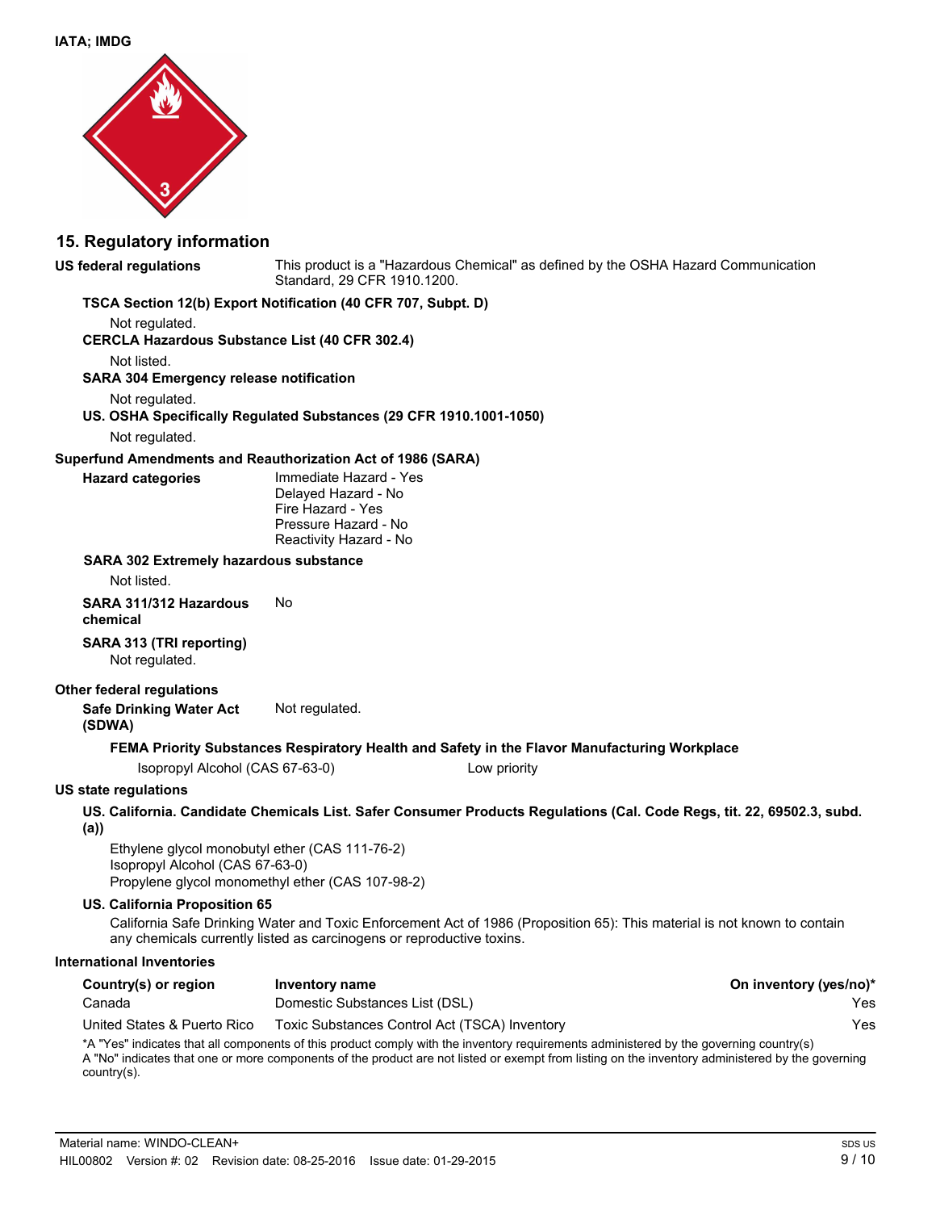**IATA; IMDG**

## 15. Regulatory information

**US federal regulations** This product is a "Hazardous Chemical" as defined by the OSHA Hazard Communication Standard, 29 CFR 1910.1200.

**TSCA Section 12(b) Export Notification (40 CFR 707, Subpt. D)**

Not regulated.

**CERCLA Hazardous Substance List (40 CFR 302.4)**

Not listed.

**SARA 304 Emergency release notification**

Not regulated.

**US. OSHA Specifically Regulated Substances (29 CFR 1910.1001-1050)**

Not regulated.

**Superfund Amendments and Reauthorization Act of 1986 (SARA)**

**Hazard categories**
Immediate Hazard - Yes
Delayed Hazard - No
Fire Hazard - Yes
Pressure Hazard - No
Reactivity Hazard - No

**SARA 302 Extremely hazardous substance**

Not listed.

**SARA 311/312 Hazardous chemical** No

**SARA 313 (TRI reporting)**

Not regulated.

**Other federal regulations**

**Safe Drinking Water Act (SDWA)** Not regulated.

**FEMA Priority Substances Respiratory Health and Safety in the Flavor Manufacturing Workplace**

Isopropyl Alcohol (CAS 67-63-0) Low priority

**US state regulations**

**US. California. Candidate Chemicals List. Safer Consumer Products Regulations (Cal. Code Regs, tit. 22, 69502.3, subd. (a))**

Ethylene glycol monobutyl ether (CAS 111-76-2)
Isopropyl Alcohol (CAS 67-63-0)
Propylene glycol monomethyl ether (CAS 107-98-2)

**US. California Proposition 65**

California Safe Drinking Water and Toxic Enforcement Act of 1986 (Proposition 65): This material is not known to contain any chemicals currently listed as carcinogens or reproductive toxins.

**International Inventories**

| Country(s) or region | Inventory name | On inventory (yes/no)* |
|---|---|---|
| Canada | Domestic Substances List (DSL) | Yes |
| United States & Puerto Rico | Toxic Substances Control Act (TSCA) Inventory | Yes |

*A "Yes" indicates that all components of this product comply with the inventory requirements administered by the governing country(s)
A "No" indicates that one or more components of the product are not listed or exempt from listing on the inventory administered by the governing country(s).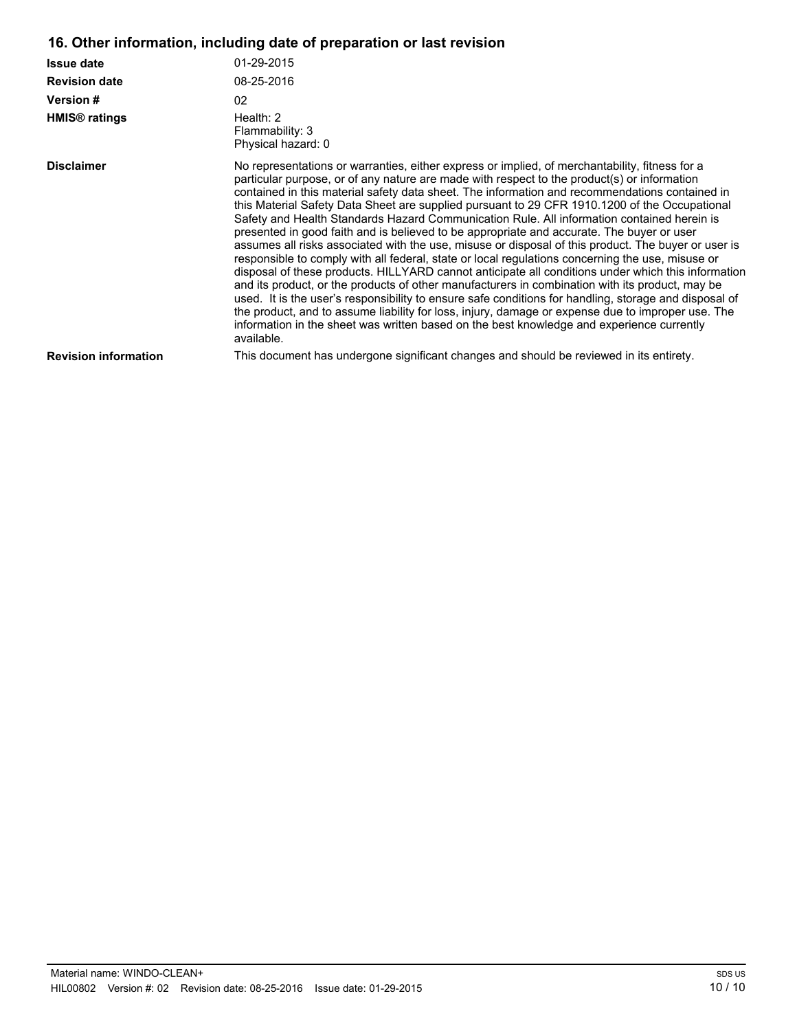## 16. Other information, including date of preparation or last revision

| | |
|---|---|
| **Issue date** | 01-29-2015 |
| **Revision date** | 08-25-2016 |
| **Version #** | 02 |
| **HMIS® ratings** | Health: 2<br>Flammability: 3<br>Physical hazard: 0 |
| **Disclaimer** | No representations or warranties, either express or implied, of merchantability, fitness for a particular purpose, or of any nature are made with respect to the product(s) or information contained in this material safety data sheet. The information and recommendations contained in this Material Safety Data Sheet are supplied pursuant to 29 CFR 1910.1200 of the Occupational Safety and Health Standards Hazard Communication Rule. All information contained herein is presented in good faith and is believed to be appropriate and accurate. The buyer or user assumes all risks associated with the use, misuse or disposal of this product. The buyer or user is responsible to comply with all federal, state or local regulations concerning the use, misuse or disposal of these products. HILLYARD cannot anticipate all conditions under which this information and its product, or the products of other manufacturers in combination with its product, may be used. It is the user's responsibility to ensure safe conditions for handling, storage and disposal of the product, and to assume liability for loss, injury, damage or expense due to improper use. The information in the sheet was written based on the best knowledge and experience currently available. |
| **Revision information** | This document has undergone significant changes and should be reviewed in its entirety. |